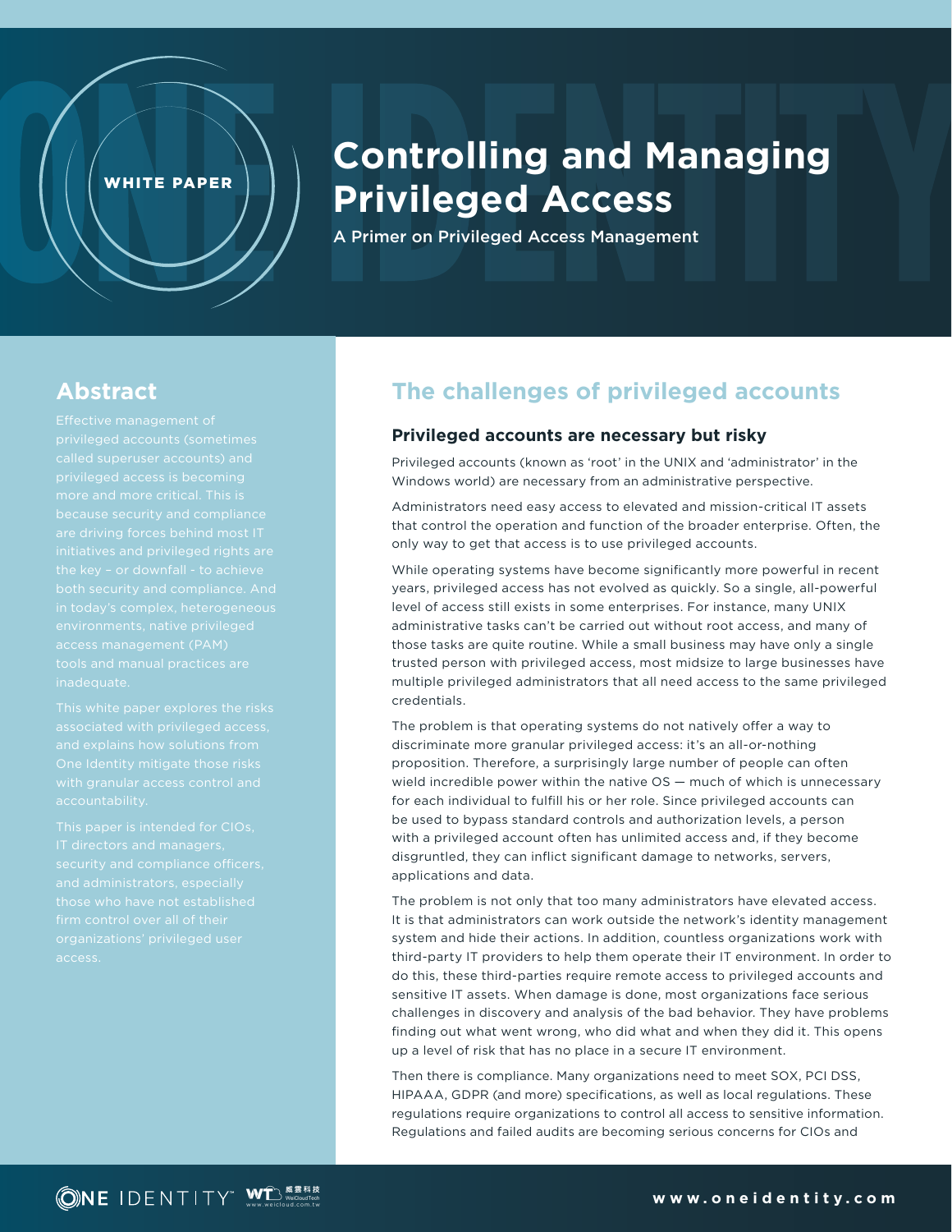WHITE PAPER

# Controlling and Managing Privileged Access

A Primer on Privileged Access Management

## Abstract

Effective management of privileged accounts (sometimes called superuser accounts) and privileged access is becoming more and more critical. This is because security and compliance are driving forces behind most IT initiatives and privileged rights are the key – or downfall - to achieve both security and compliance. And in today's complex, heterogeneous environments, native privileged access management (PAM) tools and manual practices are inadequate.

This white paper explores the risks associated with privileged access, and explains how solutions from One Identity mitigate those risks with granular access control and accountability.

This paper is intended for CIOs, IT directors and managers, security and compliance officers, and administrators, especially those who have not established firm control over all of their organizations' privileged user access.

## The challenges of privileged accounts

### Privileged accounts are necessary but risky

Privileged accounts (known as 'root' in the UNIX and 'administrator' in the Windows world) are necessary from an administrative perspective.

Administrators need easy access to elevated and mission-critical IT assets that control the operation and function of the broader enterprise. Often, the only way to get that access is to use privileged accounts.

While operating systems have become significantly more powerful in recent years, privileged access has not evolved as quickly. So a single, all-powerful level of access still exists in some enterprises. For instance, many UNIX administrative tasks can't be carried out without root access, and many of those tasks are quite routine. While a small business may have only a single trusted person with privileged access, most midsize to large businesses have multiple privileged administrators that all need access to the same privileged credentials.

The problem is that operating systems do not natively offer a way to discriminate more granular privileged access: it's an all-or-nothing proposition. Therefore, a surprisingly large number of people can often wield incredible power within the native OS — much of which is unnecessary for each individual to fulfill his or her role. Since privileged accounts can be used to bypass standard controls and authorization levels, a person with a privileged account often has unlimited access and, if they become disgruntled, they can inflict significant damage to networks, servers, applications and data.

The problem is not only that too many administrators have elevated access. It is that administrators can work outside the network's identity management system and hide their actions. In addition, countless organizations work with third-party IT providers to help them operate their IT environment. In order to do this, these third-parties require remote access to privileged accounts and sensitive IT assets. When damage is done, most organizations face serious challenges in discovery and analysis of the bad behavior. They have problems finding out what went wrong, who did what and when they did it. This opens up a level of risk that has no place in a secure IT environment.

Then there is compliance. Many organizations need to meet SOX, PCI DSS, HIPAAA, GDPR (and more) specifications, as well as local regulations. These regulations require organizations to control all access to sensitive information. Regulations and failed audits are becoming serious concerns for CIOs and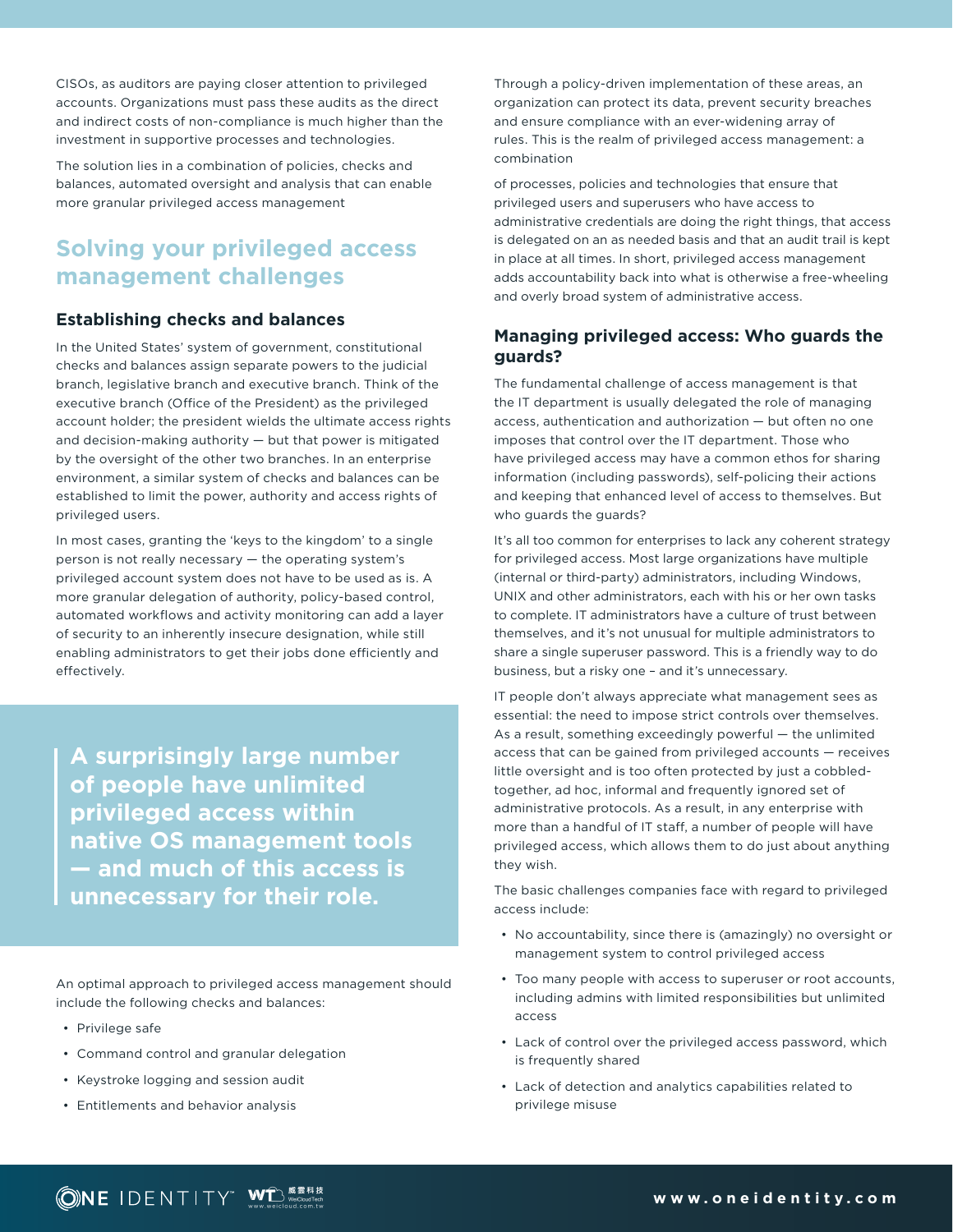CISOs, as auditors are paying closer attention to privileged accounts. Organizations must pass these audits as the direct and indirect costs of non-compliance is much higher than the investment in supportive processes and technologies.

The solution lies in a combination of policies, checks and balances, automated oversight and analysis that can enable more granular privileged access management

## Solving your privileged access management challenges

### Establishing checks and balances

In the United States' system of government, constitutional checks and balances assign separate powers to the judicial branch, legislative branch and executive branch. Think of the executive branch (Office of the President) as the privileged account holder; the president wields the ultimate access rights and decision-making authority — but that power is mitigated by the oversight of the other two branches. In an enterprise environment, a similar system of checks and balances can be established to limit the power, authority and access rights of privileged users.

In most cases, granting the 'keys to the kingdom' to a single person is not really necessary — the operating system's privileged account system does not have to be used as is. A more granular delegation of authority, policy-based control, automated workflows and activity monitoring can add a layer of security to an inherently insecure designation, while still enabling administrators to get their jobs done efficiently and effectively.

> **A surprisingly large number of people have unlimited privileged access within native OS management tools — and much of this access is unnecessary for their role.**

An optimal approach to privileged access management should include the following checks and balances:

- Privilege safe
- Command control and granular delegation
- Keystroke logging and session audit
- Entitlements and behavior analysis

Through a policy-driven implementation of these areas, an organization can protect its data, prevent security breaches and ensure compliance with an ever-widening array of rules. This is the realm of privileged access management: a combination

of processes, policies and technologies that ensure that privileged users and superusers who have access to administrative credentials are doing the right things, that access is delegated on an as needed basis and that an audit trail is kept in place at all times. In short, privileged access management adds accountability back into what is otherwise a free-wheeling and overly broad system of administrative access.

### Managing privileged access: Who guards the guards?

The fundamental challenge of access management is that the IT department is usually delegated the role of managing access, authentication and authorization — but often no one imposes that control over the IT department. Those who have privileged access may have a common ethos for sharing information (including passwords), self-policing their actions and keeping that enhanced level of access to themselves. But who guards the guards?

It's all too common for enterprises to lack any coherent strategy for privileged access. Most large organizations have multiple (internal or third-party) administrators, including Windows, UNIX and other administrators, each with his or her own tasks to complete. IT administrators have a culture of trust between themselves, and it's not unusual for multiple administrators to share a single superuser password. This is a friendly way to do business, but a risky one – and it's unnecessary.

IT people don't always appreciate what management sees as essential: the need to impose strict controls over themselves. As a result, something exceedingly powerful — the unlimited access that can be gained from privileged accounts — receives little oversight and is too often protected by just a cobbled-together, ad hoc, informal and frequently ignored set of administrative protocols. As a result, in any enterprise with more than a handful of IT staff, a number of people will have privileged access, which allows them to do just about anything they wish.

The basic challenges companies face with regard to privileged access include:

- No accountability, since there is (amazingly) no oversight or management system to control privileged access
- Too many people with access to superuser or root accounts, including admins with limited responsibilities but unlimited access
- Lack of control over the privileged access password, which is frequently shared
- Lack of detection and analytics capabilities related to privilege misuse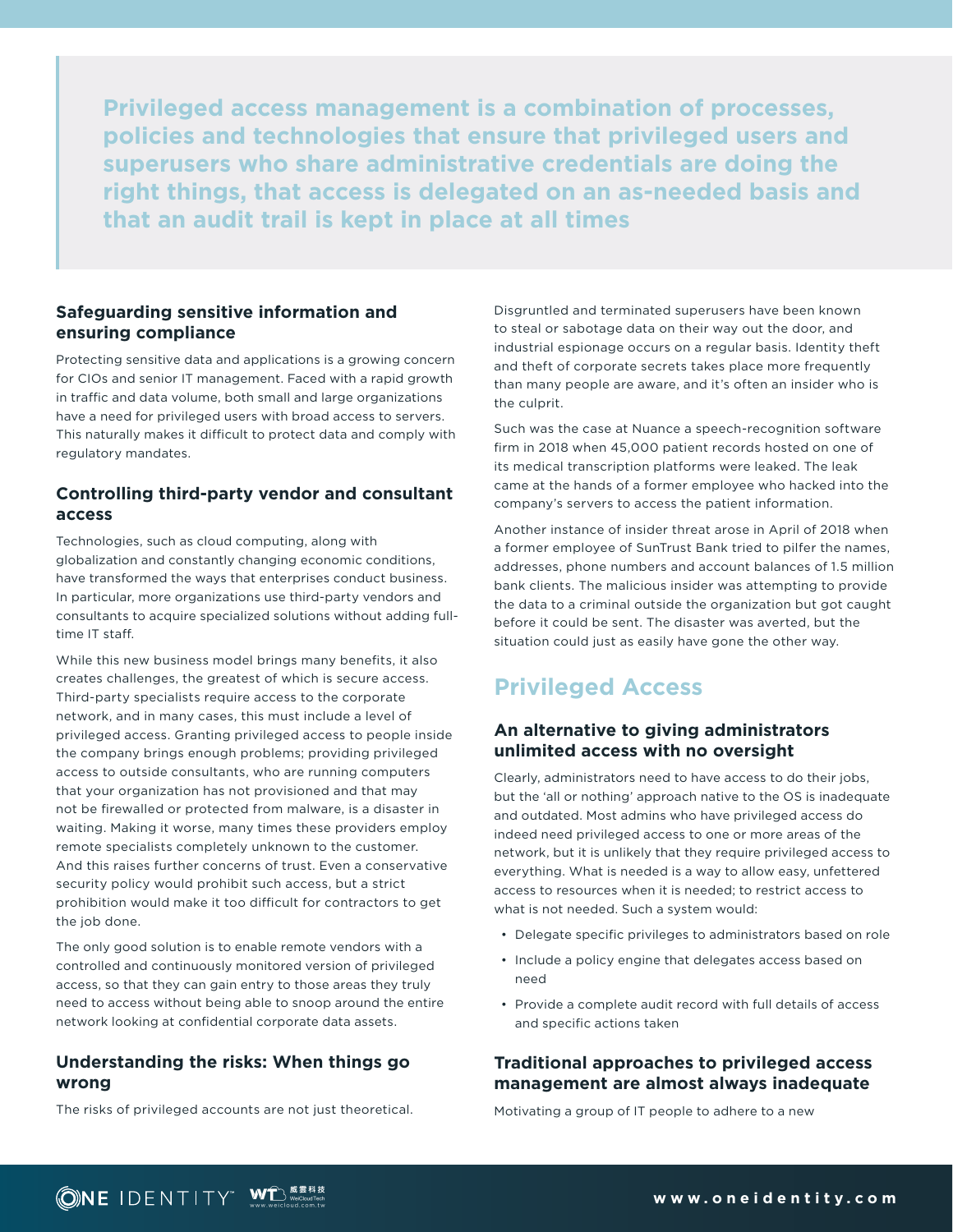**Privileged access management is a combination of processes, policies and technologies that ensure that privileged users and superusers who share administrative credentials are doing the right things, that access is delegated on an as-needed basis and that an audit trail is kept in place at all times**

### Safeguarding sensitive information and ensuring compliance

Protecting sensitive data and applications is a growing concern for CIOs and senior IT management. Faced with a rapid growth in traffic and data volume, both small and large organizations have a need for privileged users with broad access to servers. This naturally makes it difficult to protect data and comply with regulatory mandates.

### Controlling third-party vendor and consultant access

Technologies, such as cloud computing, along with globalization and constantly changing economic conditions, have transformed the ways that enterprises conduct business. In particular, more organizations use third-party vendors and consultants to acquire specialized solutions without adding full-time IT staff.

While this new business model brings many benefits, it also creates challenges, the greatest of which is secure access. Third-party specialists require access to the corporate network, and in many cases, this must include a level of privileged access. Granting privileged access to people inside the company brings enough problems; providing privileged access to outside consultants, who are running computers that your organization has not provisioned and that may not be firewalled or protected from malware, is a disaster in waiting. Making it worse, many times these providers employ remote specialists completely unknown to the customer. And this raises further concerns of trust. Even a conservative security policy would prohibit such access, but a strict prohibition would make it too difficult for contractors to get the job done.

The only good solution is to enable remote vendors with a controlled and continuously monitored version of privileged access, so that they can gain entry to those areas they truly need to access without being able to snoop around the entire network looking at confidential corporate data assets.

### Understanding the risks: When things go wrong

The risks of privileged accounts are not just theoretical. Disgruntled and terminated superusers have been known to steal or sabotage data on their way out the door, and industrial espionage occurs on a regular basis. Identity theft and theft of corporate secrets takes place more frequently than many people are aware, and it's often an insider who is the culprit.

Such was the case at Nuance a speech-recognition software firm in 2018 when 45,000 patient records hosted on one of its medical transcription platforms were leaked. The leak came at the hands of a former employee who hacked into the company's servers to access the patient information.

Another instance of insider threat arose in April of 2018 when a former employee of SunTrust Bank tried to pilfer the names, addresses, phone numbers and account balances of 1.5 million bank clients. The malicious insider was attempting to provide the data to a criminal outside the organization but got caught before it could be sent. The disaster was averted, but the situation could just as easily have gone the other way.

## Privileged Access

### An alternative to giving administrators unlimited access with no oversight

Clearly, administrators need to have access to do their jobs, but the 'all or nothing' approach native to the OS is inadequate and outdated. Most admins who have privileged access do indeed need privileged access to one or more areas of the network, but it is unlikely that they require privileged access to everything. What is needed is a way to allow easy, unfettered access to resources when it is needed; to restrict access to what is not needed. Such a system would:

- Delegate specific privileges to administrators based on role
- Include a policy engine that delegates access based on need
- Provide a complete audit record with full details of access and specific actions taken

### Traditional approaches to privileged access management are almost always inadequate

Motivating a group of IT people to adhere to a new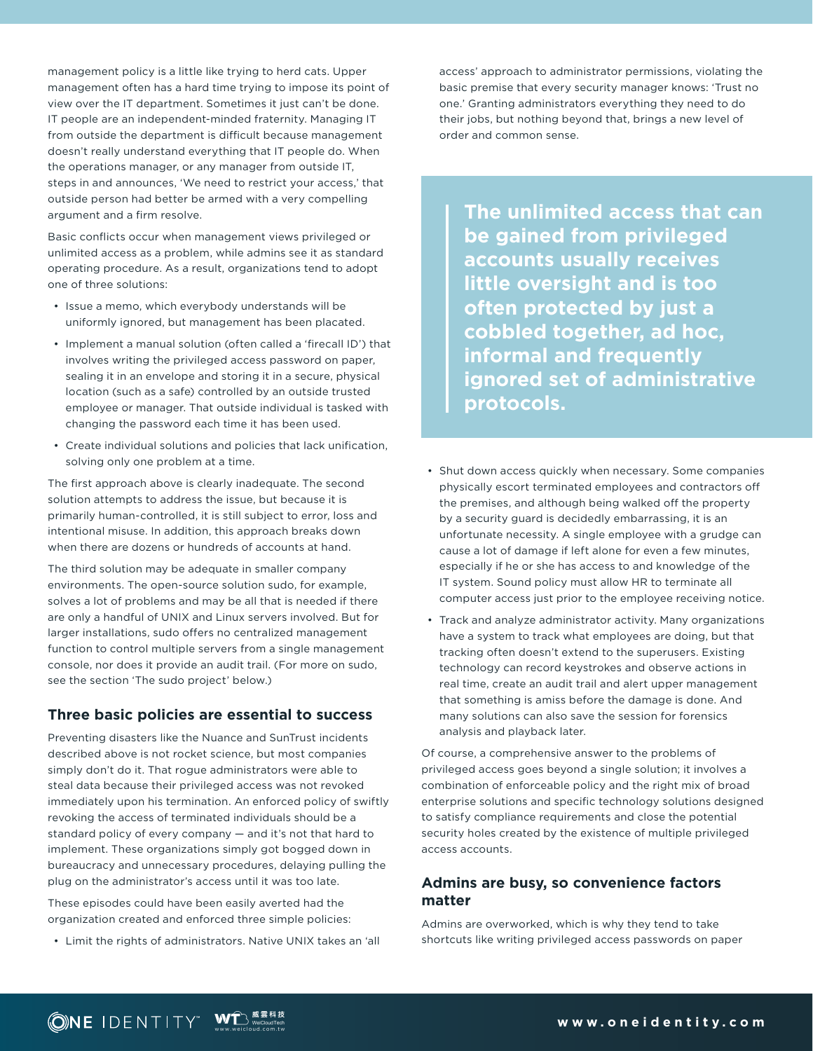management policy is a little like trying to herd cats. Upper management often has a hard time trying to impose its point of view over the IT department. Sometimes it just can't be done. IT people are an independent-minded fraternity. Managing IT from outside the department is difficult because management doesn't really understand everything that IT people do. When the operations manager, or any manager from outside IT, steps in and announces, 'We need to restrict your access,' that outside person had better be armed with a very compelling argument and a firm resolve.

Basic conflicts occur when management views privileged or unlimited access as a problem, while admins see it as standard operating procedure. As a result, organizations tend to adopt one of three solutions:

- Issue a memo, which everybody understands will be uniformly ignored, but management has been placated.
- Implement a manual solution (often called a 'firecall ID') that involves writing the privileged access password on paper, sealing it in an envelope and storing it in a secure, physical location (such as a safe) controlled by an outside trusted employee or manager. That outside individual is tasked with changing the password each time it has been used.
- Create individual solutions and policies that lack unification, solving only one problem at a time.

The first approach above is clearly inadequate. The second solution attempts to address the issue, but because it is primarily human-controlled, it is still subject to error, loss and intentional misuse. In addition, this approach breaks down when there are dozens or hundreds of accounts at hand.

The third solution may be adequate in smaller company environments. The open-source solution sudo, for example, solves a lot of problems and may be all that is needed if there are only a handful of UNIX and Linux servers involved. But for larger installations, sudo offers no centralized management function to control multiple servers from a single management console, nor does it provide an audit trail. (For more on sudo, see the section 'The sudo project' below.)

## Three basic policies are essential to success

Preventing disasters like the Nuance and SunTrust incidents described above is not rocket science, but most companies simply don't do it. That rogue administrators were able to steal data because their privileged access was not revoked immediately upon his termination. An enforced policy of swiftly revoking the access of terminated individuals should be a standard policy of every company — and it's not that hard to implement. These organizations simply got bogged down in bureaucracy and unnecessary procedures, delaying pulling the plug on the administrator's access until it was too late.

These episodes could have been easily averted had the organization created and enforced three simple policies:

- Limit the rights of administrators. Native UNIX takes an 'all access' approach to administrator permissions, violating the basic premise that every security manager knows: 'Trust no one.' Granting administrators everything they need to do their jobs, but nothing beyond that, brings a new level of order and common sense.

> **The unlimited access that can be gained from privileged accounts usually receives little oversight and is too often protected by just a cobbled together, ad hoc, informal and frequently ignored set of administrative protocols.**

- Shut down access quickly when necessary. Some companies physically escort terminated employees and contractors off the premises, and although being walked off the property by a security guard is decidedly embarrassing, it is an unfortunate necessity. A single employee with a grudge can cause a lot of damage if left alone for even a few minutes, especially if he or she has access to and knowledge of the IT system. Sound policy must allow HR to terminate all computer access just prior to the employee receiving notice.
- Track and analyze administrator activity. Many organizations have a system to track what employees are doing, but that tracking often doesn't extend to the superusers. Existing technology can record keystrokes and observe actions in real time, create an audit trail and alert upper management that something is amiss before the damage is done. And many solutions can also save the session for forensics analysis and playback later.

Of course, a comprehensive answer to the problems of privileged access goes beyond a single solution; it involves a combination of enforceable policy and the right mix of broad enterprise solutions and specific technology solutions designed to satisfy compliance requirements and close the potential security holes created by the existence of multiple privileged access accounts.

## Admins are busy, so convenience factors matter

Admins are overworked, which is why they tend to take shortcuts like writing privileged access passwords on paper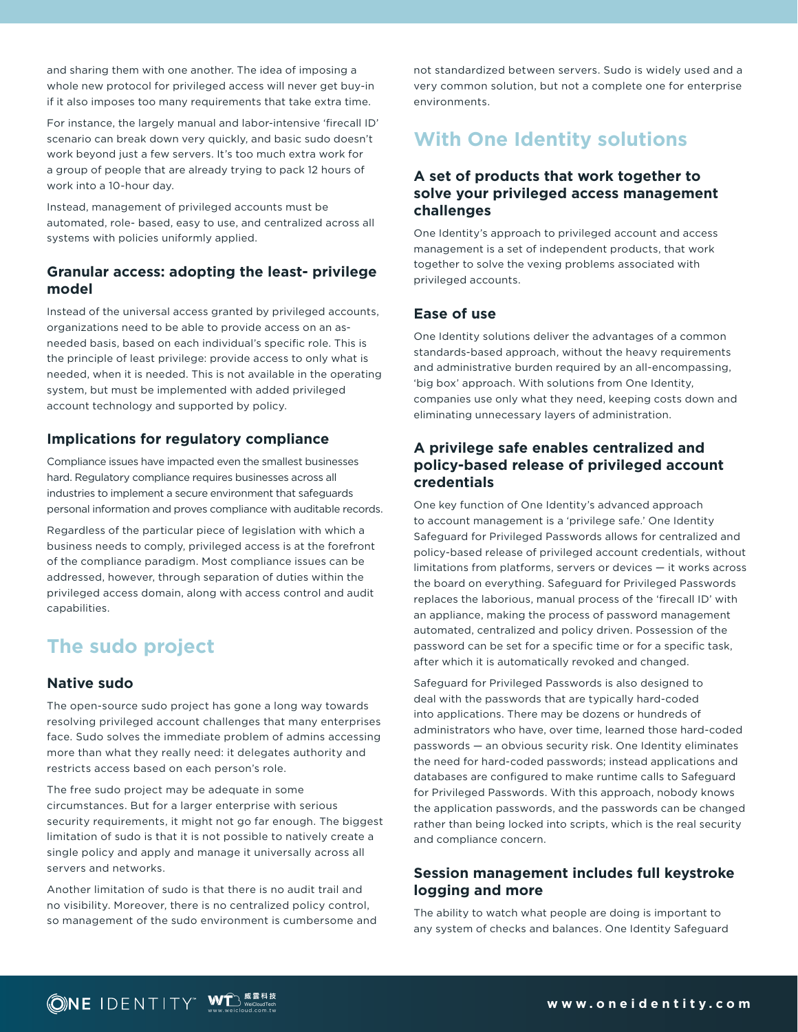and sharing them with one another. The idea of imposing a whole new protocol for privileged access will never get buy-in if it also imposes too many requirements that take extra time.

For instance, the largely manual and labor-intensive 'firecall ID' scenario can break down very quickly, and basic sudo doesn't work beyond just a few servers. It's too much extra work for a group of people that are already trying to pack 12 hours of work into a 10-hour day.

Instead, management of privileged accounts must be automated, role- based, easy to use, and centralized across all systems with policies uniformly applied.

### Granular access: adopting the least- privilege model

Instead of the universal access granted by privileged accounts, organizations need to be able to provide access on an as-needed basis, based on each individual's specific role. This is the principle of least privilege: provide access to only what is needed, when it is needed. This is not available in the operating system, but must be implemented with added privileged account technology and supported by policy.

### Implications for regulatory compliance

Compliance issues have impacted even the smallest businesses hard. Regulatory compliance requires businesses across all industries to implement a secure environment that safeguards personal information and proves compliance with auditable records.

Regardless of the particular piece of legislation with which a business needs to comply, privileged access is at the forefront of the compliance paradigm. Most compliance issues can be addressed, however, through separation of duties within the privileged access domain, along with access control and audit capabilities.

## The sudo project

### Native sudo

The open-source sudo project has gone a long way towards resolving privileged account challenges that many enterprises face. Sudo solves the immediate problem of admins accessing more than what they really need: it delegates authority and restricts access based on each person's role.

The free sudo project may be adequate in some circumstances. But for a larger enterprise with serious security requirements, it might not go far enough. The biggest limitation of sudo is that it is not possible to natively create a single policy and apply and manage it universally across all servers and networks.

Another limitation of sudo is that there is no audit trail and no visibility. Moreover, there is no centralized policy control, so management of the sudo environment is cumbersome and not standardized between servers. Sudo is widely used and a very common solution, but not a complete one for enterprise environments.

## With One Identity solutions

### A set of products that work together to solve your privileged access management challenges

One Identity's approach to privileged account and access management is a set of independent products, that work together to solve the vexing problems associated with privileged accounts.

### Ease of use

One Identity solutions deliver the advantages of a common standards-based approach, without the heavy requirements and administrative burden required by an all-encompassing, 'big box' approach. With solutions from One Identity, companies use only what they need, keeping costs down and eliminating unnecessary layers of administration.

### A privilege safe enables centralized and policy-based release of privileged account credentials

One key function of One Identity's advanced approach to account management is a 'privilege safe.' One Identity Safeguard for Privileged Passwords allows for centralized and policy-based release of privileged account credentials, without limitations from platforms, servers or devices — it works across the board on everything. Safeguard for Privileged Passwords replaces the laborious, manual process of the 'firecall ID' with an appliance, making the process of password management automated, centralized and policy driven. Possession of the password can be set for a specific time or for a specific task, after which it is automatically revoked and changed.

Safeguard for Privileged Passwords is also designed to deal with the passwords that are typically hard-coded into applications. There may be dozens or hundreds of administrators who have, over time, learned those hard-coded passwords — an obvious security risk. One Identity eliminates the need for hard-coded passwords; instead applications and databases are configured to make runtime calls to Safeguard for Privileged Passwords. With this approach, nobody knows the application passwords, and the passwords can be changed rather than being locked into scripts, which is the real security and compliance concern.

### Session management includes full keystroke logging and more

The ability to watch what people are doing is important to any system of checks and balances. One Identity Safeguard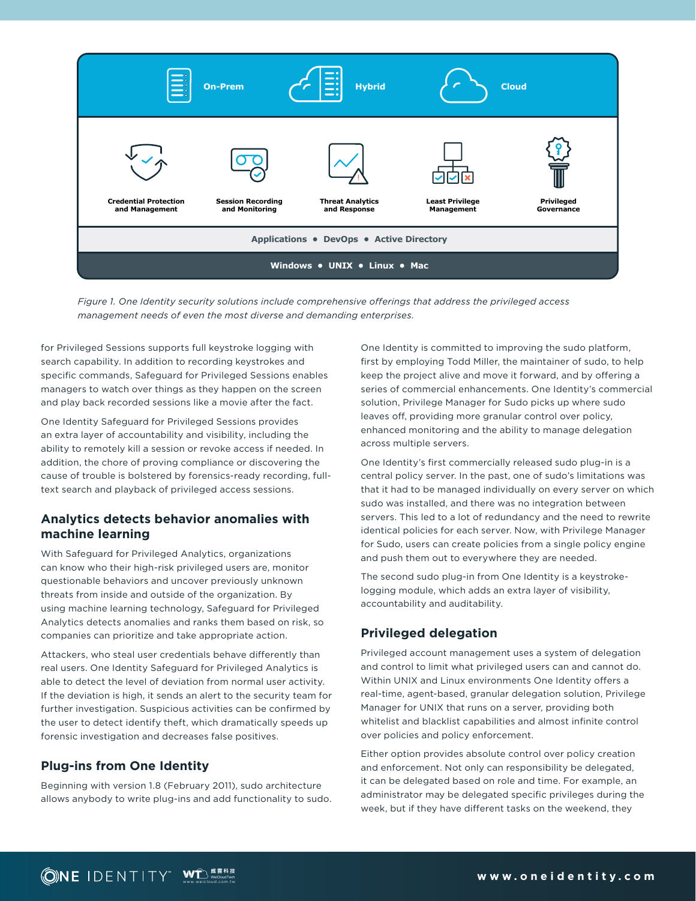On-Prem · Hybrid · Cloud

Credential Protection and Management · Session Recording and Monitoring · Threat Analytics and Response · Least Privilege Management · Privileged Governance

Applications • DevOps • Active Directory

Windows • UNIX • Linux • Mac

*Figure 1. One Identity security solutions include comprehensive offerings that address the privileged access management needs of even the most diverse and demanding enterprises.*

for Privileged Sessions supports full keystroke logging with search capability. In addition to recording keystrokes and specific commands, Safeguard for Privileged Sessions enables managers to watch over things as they happen on the screen and play back recorded sessions like a movie after the fact.

One Identity Safeguard for Privileged Sessions provides an extra layer of accountability and visibility, including the ability to remotely kill a session or revoke access if needed. In addition, the chore of proving compliance or discovering the cause of trouble is bolstered by forensics-ready recording, full-text search and playback of privileged access sessions.

## Analytics detects behavior anomalies with machine learning

With Safeguard for Privileged Analytics, organizations can know who their high-risk privileged users are, monitor questionable behaviors and uncover previously unknown threats from inside and outside of the organization. By using machine learning technology, Safeguard for Privileged Analytics detects anomalies and ranks them based on risk, so companies can prioritize and take appropriate action.

Attackers, who steal user credentials behave differently than real users. One Identity Safeguard for Privileged Analytics is able to detect the level of deviation from normal user activity. If the deviation is high, it sends an alert to the security team for further investigation. Suspicious activities can be confirmed by the user to detect identify theft, which dramatically speeds up forensic investigation and decreases false positives.

## Plug-ins from One Identity

Beginning with version 1.8 (February 2011), sudo architecture allows anybody to write plug-ins and add functionality to sudo. One Identity is committed to improving the sudo platform, first by employing Todd Miller, the maintainer of sudo, to help keep the project alive and move it forward, and by offering a series of commercial enhancements. One Identity's commercial solution, Privilege Manager for Sudo picks up where sudo leaves off, providing more granular control over policy, enhanced monitoring and the ability to manage delegation across multiple servers.

One Identity's first commercially released sudo plug-in is a central policy server. In the past, one of sudo's limitations was that it had to be managed individually on every server on which sudo was installed, and there was no integration between servers. This led to a lot of redundancy and the need to rewrite identical policies for each server. Now, with Privilege Manager for Sudo, users can create policies from a single policy engine and push them out to everywhere they are needed.

The second sudo plug-in from One Identity is a keystroke-logging module, which adds an extra layer of visibility, accountability and auditability.

## Privileged delegation

Privileged account management uses a system of delegation and control to limit what privileged users can and cannot do. Within UNIX and Linux environments One Identity offers a real-time, agent-based, granular delegation solution, Privilege Manager for UNIX that runs on a server, providing both whitelist and blacklist capabilities and almost infinite control over policies and policy enforcement.

Either option provides absolute control over policy creation and enforcement. Not only can responsibility be delegated, it can be delegated based on role and time. For example, an administrator may be delegated specific privileges during the week, but if they have different tasks on the weekend, they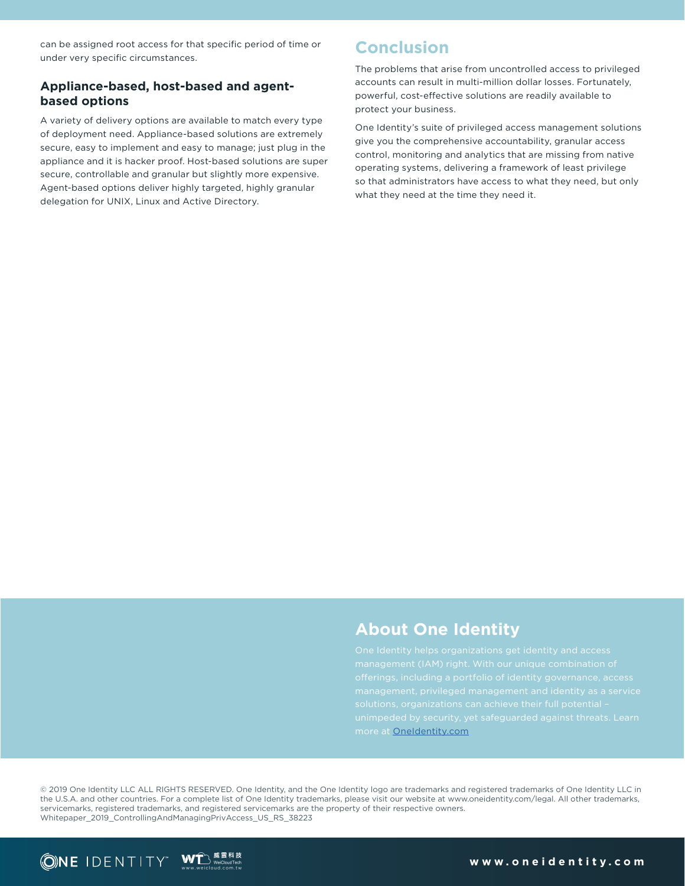can be assigned root access for that specific period of time or under very specific circumstances.

### Appliance-based, host-based and agent-based options

A variety of delivery options are available to match every type of deployment need. Appliance-based solutions are extremely secure, easy to implement and easy to manage; just plug in the appliance and it is hacker proof. Host-based solutions are super secure, controllable and granular but slightly more expensive. Agent-based options deliver highly targeted, highly granular delegation for UNIX, Linux and Active Directory.

## Conclusion

The problems that arise from uncontrolled access to privileged accounts can result in multi-million dollar losses. Fortunately, powerful, cost-effective solutions are readily available to protect your business.

One Identity's suite of privileged access management solutions give you the comprehensive accountability, granular access control, monitoring and analytics that are missing from native operating systems, delivering a framework of least privilege so that administrators have access to what they need, but only what they need at the time they need it.

## About One Identity

One Identity helps organizations get identity and access management (IAM) right. With our unique combination of offerings, including a portfolio of identity governance, access management, privileged management and identity as a service solutions, organizations can achieve their full potential – unimpeded by security, yet safeguarded against threats. Learn more at OneIdentity.com

© 2019 One Identity LLC ALL RIGHTS RESERVED. One Identity, and the One Identity logo are trademarks and registered trademarks of One Identity LLC in the U.S.A. and other countries. For a complete list of One Identity trademarks, please visit our website at www.oneidentity.com/legal. All other trademarks, servicemarks, registered trademarks, and registered servicemarks are the property of their respective owners.
Whitepaper_2019_ControllingAndManagingPrivAccess_US_RS_38223

ONE IDENTITY™ WT 威雲科技 WeiCloud Tech www.weicloud.com.tw

www.oneidentity.com